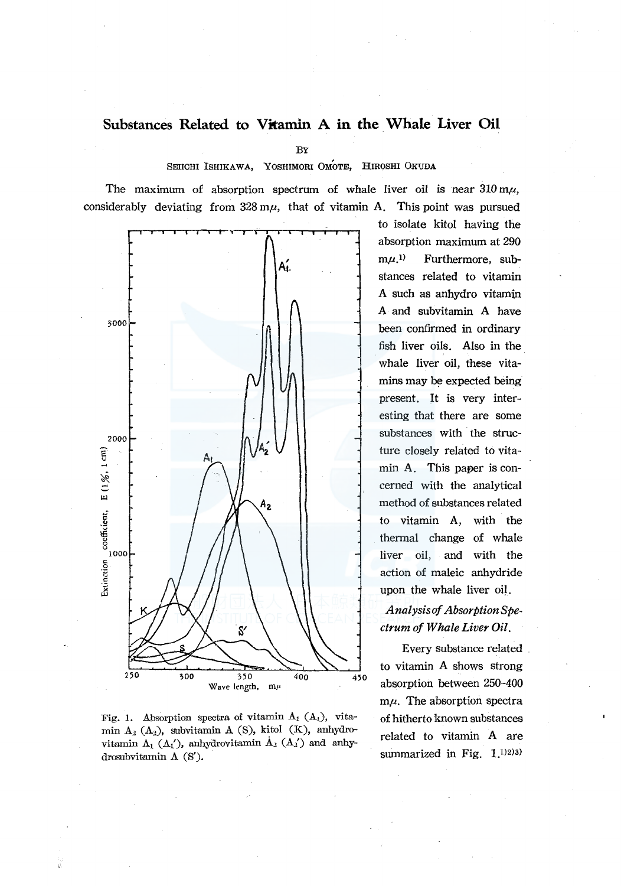# Substances Related to Vitamin A in the Whale Liver Oil

By

Seiichi Ishikawa, Yoshimori Omote, Hiroshi Okuda

The maximum of absorption spectrum of whale liver oil is near 310 mμ, considerably deviating from 328 mμ, that of vitamin A. This point was pursued to isolate kitol having the absorption maximum at 290 mμ.[1] Furthermore, substances related to vitamin A such as anhydro vitamin A and subvitamin A have been confirmed in ordinary fish liver oils. Also in the whale liver oil, these vitamins may be expected being present. It is very interesting that there are some substances with the structure closely related to vitamin A. This paper is concerned with the analytical method of substances related to vitamin A, with the thermal change of whale liver oil, and with the action of maleic anhydride upon the whale liver oil.

Fig. 1. Absorption spectra of vitamin $A_1$ ($A_1$), vitamin $A_2$ ($A_2$), subvitamin A (S), kitol (K), anhydrovitamin $A_1$ ($A_1'$), anhydrovitamin $A_2$ ($A_2'$) and anhydrosubvitamin A (S').

### *Analysis of Absorption Spectrum of Whale Liver Oil.*

Every substance related to vitamin A shows strong absorption between 250–400 mμ. The absorption spectra of hitherto known substances related to vitamin A are summarized in Fig. 1.[1)2)3)]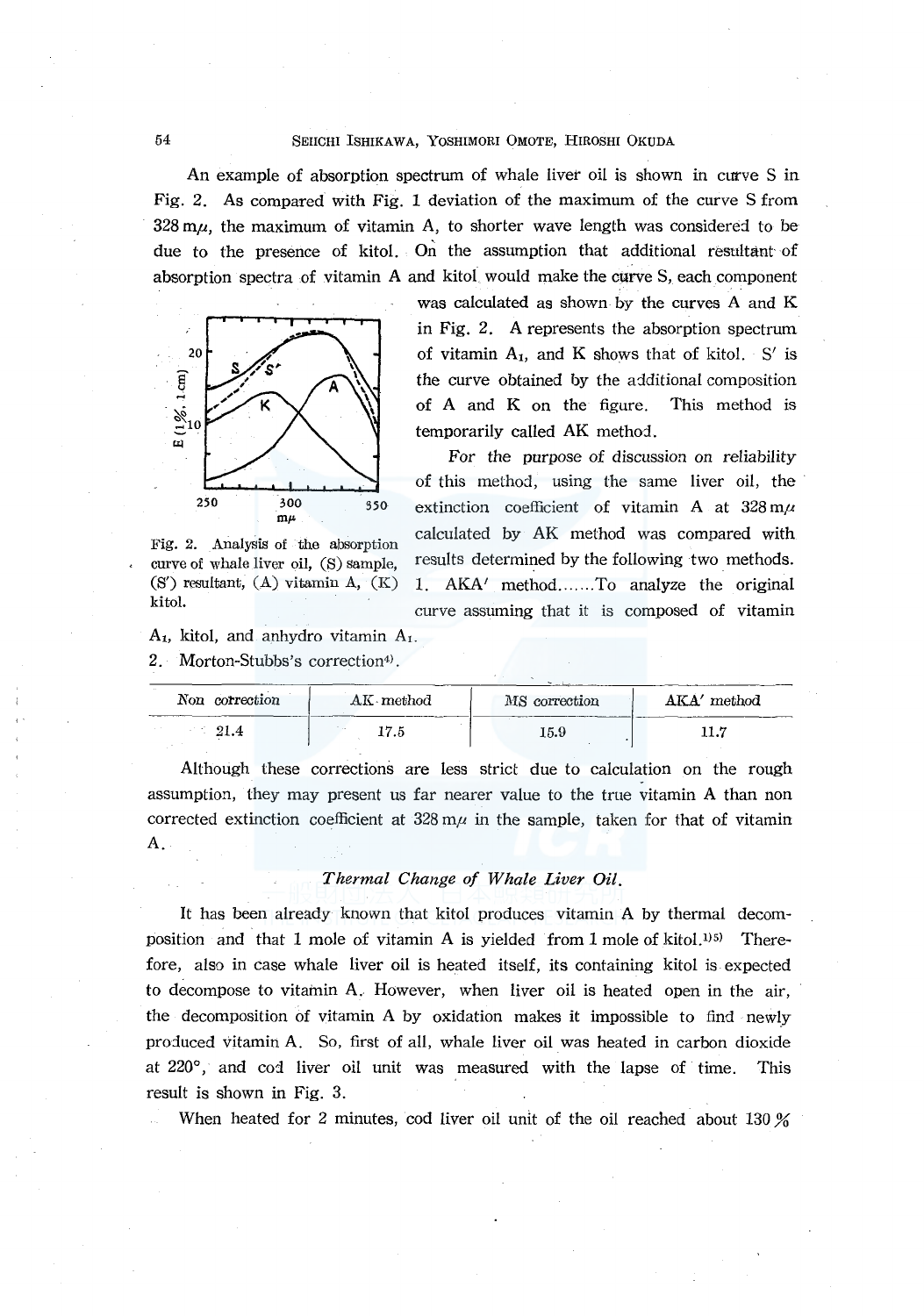An example of absorption spectrum of whale liver oil is shown in curve S in Fig. 2. As compared with Fig. 1 deviation of the maximum of the curve S from 328 mμ, the maximum of vitamin A, to shorter wave length was considered to be due to the presence of kitol. On the assumption that additional resultant of absorption spectra of vitamin A and kitol would make the curve S, each component was calculated as shown by the curves A and K in Fig. 2. A represents the absorption spectrum of vitamin $A_1$, and K shows that of kitol. S' is the curve obtained by the additional composition of A and K on the figure. This method is temporarily called AK method.

Fig. 2. Analysis of the absorption curve of whale liver oil, (S) sample, (S') resultant, (A) vitamin A, (K) kitol.

For the purpose of discussion on reliability of this method, using the same liver oil, the extinction coefficient of vitamin A at 328 mμ calculated by AK method was compared with results determined by the following two methods.

1. AKA' method.......To analyze the original curve assuming that it is composed of vitamin $A_1$, kitol, and anhydro vitamin $A_1$.
2. Morton-Stubbs's correction[4].

| Non correction | AK method | MS correction | AKA' method |
| --- | --- | --- | --- |
| 21.4 | 17.5 | 15.9 | 11.7 |

Although these corrections are less strict due to calculation on the rough assumption, they may present us far nearer value to the true vitamin A than non corrected extinction coefficient at 328 mμ in the sample, taken for that of vitamin A.

### *Thermal Change of Whale Liver Oil.*

It has been already known that kitol produces vitamin A by thermal decomposition and that 1 mole of vitamin A is yielded from 1 mole of kitol.[1)5)] Therefore, also in case whale liver oil is heated itself, its containing kitol is expected to decompose to vitamin A. However, when liver oil is heated open in the air, the decomposition of vitamin A by oxidation makes it impossible to find newly produced vitamin A. So, first of all, whale liver oil was heated in carbon dioxide at 220°, and cod liver oil unit was measured with the lapse of time. This result is shown in Fig. 3.

When heated for 2 minutes, cod liver oil unit of the oil reached about 130 %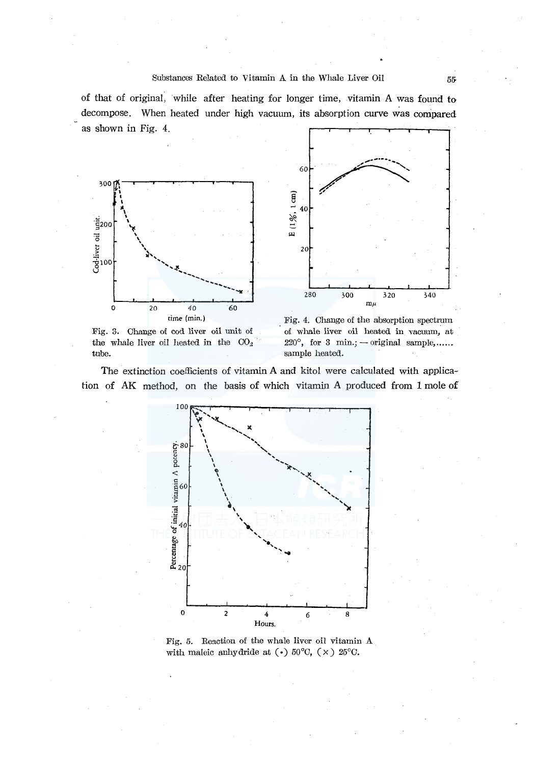of that of original, while after heating for longer time, vitamin A was found to decompose. When heated under high vacuum, its absorption curve was compared as shown in Fig. 4.

Fig. 3. Change of cod liver oil unit of the whale liver oil heated in the $CO_2$ tube.

Fig. 4. Change of the absorption spectrum of whale liver oil heated in vacuum, at 220°, for 3 min.; — original sample,...... sample heated.

The extinction coefficients of vitamin A and kitol were calculated with application of AK method, on the basis of which vitamin A produced from 1 mole of

Fig. 5. Reaction of the whale liver oil vitamin A with maleic anhydride at (•) 50°C, (×) 25°C.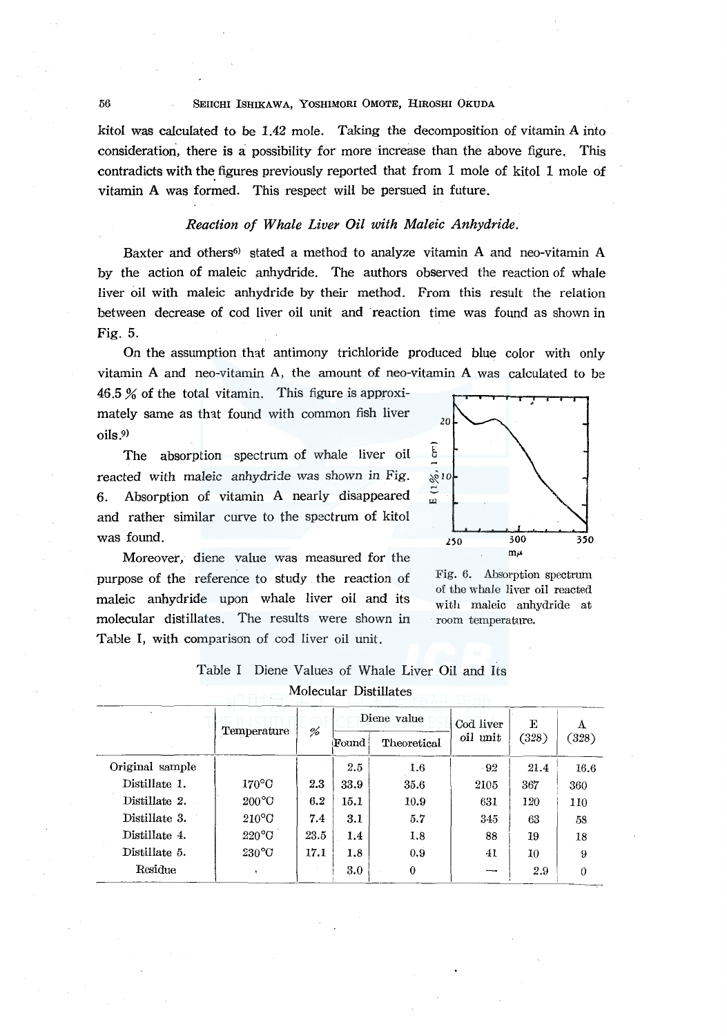kitol was calculated to be 1.42 mole. Taking the decomposition of vitamin A into consideration, there is a possibility for more increase than the above figure. This contradicts with the figures previously reported that from 1 mole of kitol 1 mole of vitamin A was formed. This respect will be persued in future.

### *Reaction of Whale Liver Oil with Maleic Anhydride.*

Baxter and others[6] stated a method to analyze vitamin A and neo-vitamin A by the action of maleic anhydride. The authors observed the reaction of whale liver oil with maleic anhydride by their method. From this result the relation between decrease of cod liver oil unit and reaction time was found as shown in Fig. 5.

On the assumption that antimony trichloride produced blue color with only vitamin A and neo-vitamin A, the amount of neo-vitamin A was calculated to be 46.5 % of the total vitamin. This figure is approximately same as that found with common fish liver oils.[9]

The absorption spectrum of whale liver oil reacted with maleic anhydride was shown in Fig. 6. Absorption of vitamin A nearly disappeared and rather similar curve to the spectrum of kitol was found.

Fig. 6. Absorption spectrum of the whale liver oil reacted with maleic anhydride at room temperature.

Moreover, diene value was measured for the purpose of the reference to study the reaction of maleic anhydride upon whale liver oil and its molecular distillates. The results were shown in Table I, with comparison of cod liver oil unit.

Table I Diene Values of Whale Liver Oil and Its Molecular Distillates

| | Temperature | % | Diene value | | Cod liver oil unit | E (328) | A (328) |
|---|---|---|---|---|---|---|---|
| | | | Found | Theoretical | | | |
| Original sample | | | 2.5 | 1.6 | 92 | 21.4 | 16.6 |
| Distillate 1. | 170°C | 2.3 | 33.9 | 35.6 | 2105 | 367 | 360 |
| Distillate 2. | 200°C | 6.2 | 15.1 | 10.9 | 631 | 120 | 110 |
| Distillate 3. | 210°C | 7.4 | 3.1 | 5.7 | 345 | 63 | 58 |
| Distillate 4. | 220°C | 23.5 | 1.4 | 1.8 | 88 | 19 | 18 |
| Distillate 5. | 230°C | 17.1 | 1.8 | 0.9 | 41 | 10 | 9 |
| Residue | | | 3.0 | 0 | — | 2.9 | 0 |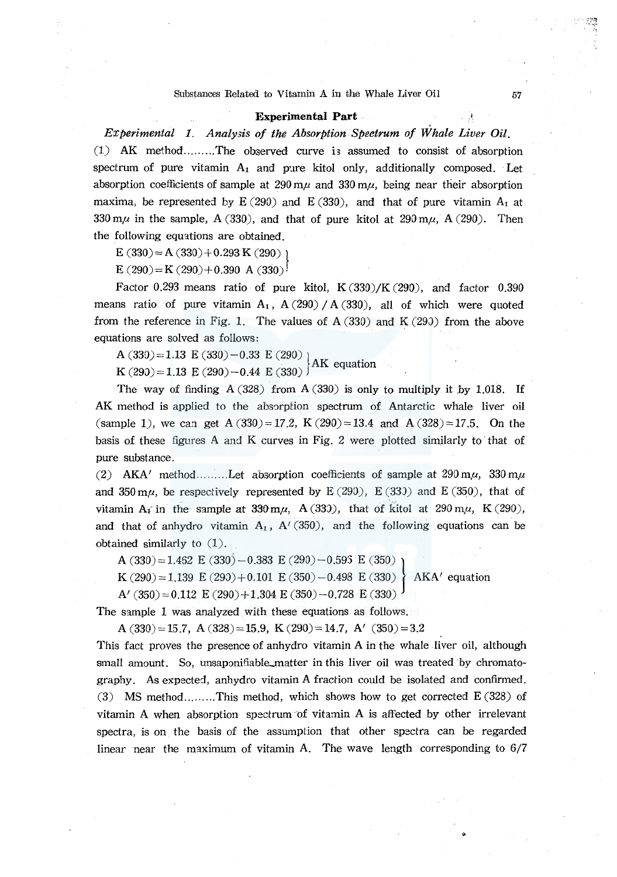## Experimental Part

*Experimental 1. Analysis of the Absorption Spectrum of Whale Liver Oil.*

(1) AK method.........The observed curve is assumed to consist of absorption spectrum of pure vitamin $A_1$ and pure kitol only, additionally composed. Let absorption coefficients of sample at 290 mμ and 330 mμ, being near their absorption maxima, be represented by E (290) and E (330), and that of pure vitamin $A_1$ at 330 mμ in the sample, A (330), and that of pure kitol at 290 mμ, A (290). Then the following equations are obtained.

$$\left.\begin{array}{l} E(330) = A(330) + 0.293\, K(290) \\ E(290) = K(290) + 0.390\, A(330) \end{array}\right\}$$

Factor 0.293 means ratio of pure kitol, K (330)/K (290), and factor 0.390 means ratio of pure vitamin $A_1$, A (290) / A (330), all of which were quoted from the reference in Fig. 1. The values of A (330) and K (290) from the above equations are solved as follows:

$$\left.\begin{array}{l} A(330) = 1.13\, E(330) - 0.33\, E(290) \\ K(290) = 1.13\, E(290) - 0.44\, E(330) \end{array}\right\} \text{AK equation}$$

The way of finding A (328) from A (330) is only to multiply it by 1.018. If AK method is applied to the absorption spectrum of Antarctic whale liver oil (sample 1), we can get A (330) = 17.2, K (290) = 13.4 and A (328) = 17.5. On the basis of these figures A and K curves in Fig. 2 were plotted similarly to that of pure substance.

(2) AKA′ method.........Let absorption coefficients of sample at 290 mμ, 330 mμ and 350 mμ, be respectively represented by E (290), E (330) and E (350), that of vitamin $A_1$ in the sample at 330 mμ, A (330), that of kitol at 290 mμ, K (290), and that of anhydro vitamin $A_1$, A′ (350), and the following equations can be obtained similarly to (1).

$$\left.\begin{array}{l} A(330) = 1.462\, E(330) - 0.383\, E(290) - 0.595\, E(350) \\ K(290) = 1.139\, E(290) + 0.101\, E(350) - 0.498\, E(330) \\ A'(350) = 0.112\, E(290) + 1.304\, E(350) - 0.728\, E(330) \end{array}\right\} \text{AKA}' \text{ equation}$$

The sample 1 was analyzed with these equations as follows.

A (330) = 15.7, A (328) = 15.9, K (290) = 14.7, A′ (350) = 3.2

This fact proves the presence of anhydro vitamin A in the whale liver oil, although small amount. So, unsaponifiable matter in this liver oil was treated by chromatography. As expected, anhydro vitamin A fraction could be isolated and confirmed.

(3) MS method.........This method, which shows how to get corrected E (328) of vitamin A when absorption spectrum of vitamin A is affected by other irrelevant spectra, is on the basis of the assumption that other spectra can be regarded linear near the maximum of vitamin A. The wave length corresponding to 6/7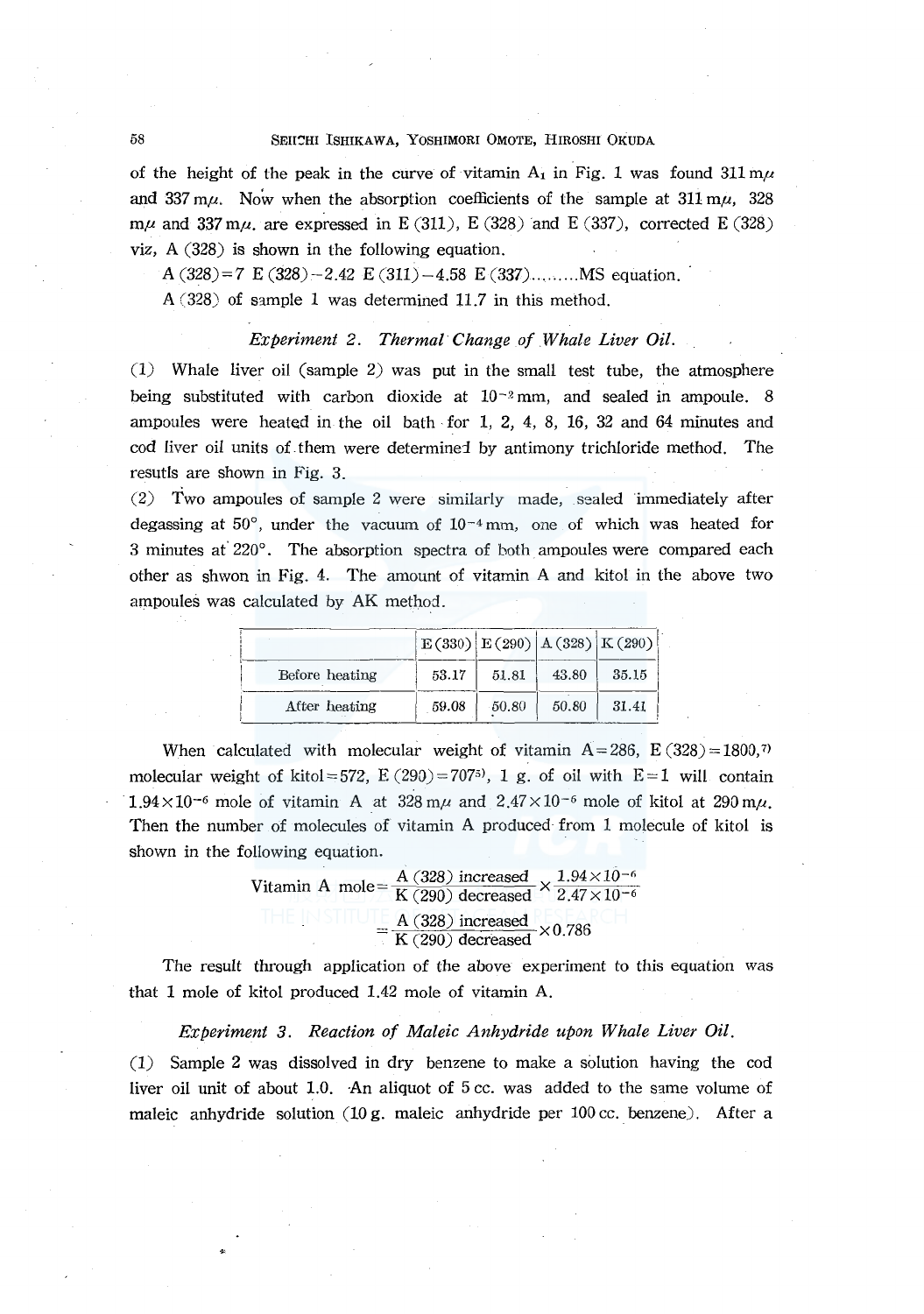of the height of the peak in the curve of vitamin $A_1$ in Fig. 1 was found 311 m$\mu$ and 337 m$\mu$. Now when the absorption coefficients of the sample at 311 m$\mu$, 328 m$\mu$ and 337 m$\mu$. are expressed in E (311), E (328) and E (337), corrected E (328) viz, A (328) is shown in the following equation.

A (328) = 7 E (328) − 2.42 E (311) − 4.58 E (337).........MS equation.

A (328) of sample 1 was determined 11.7 in this method.

*Experiment 2. Thermal Change of Whale Liver Oil.*

(1) Whale liver oil (sample 2) was put in the small test tube, the atmosphere being substituted with carbon dioxide at $10^{-2}$ mm, and sealed in ampoule. 8 ampoules were heated in the oil bath for 1, 2, 4, 8, 16, 32 and 64 minutes and cod liver oil units of them were determined by antimony trichloride method. The resutls are shown in Fig. 3.

(2) Two ampoules of sample 2 were similarly made, sealed immediately after degassing at 50°, under the vacuum of $10^{-4}$ mm, one of which was heated for 3 minutes at 220°. The absorption spectra of both ampoules were compared each other as shwon in Fig. 4. The amount of vitamin A and kitol in the above two ampoules was calculated by AK method.

| | E (330) | E (290) | A (328) | K (290) |
|---|---|---|---|---|
| Before heating | 53.17 | 51.81 | 43.80 | 35.15 |
| After heating | 59.08 | 50.80 | 50.80 | 31.41 |

When calculated with molecular weight of vitamin A = 286, E (328) = 1800,[7] molecular weight of kitol = 572, E (290) = 707[5], 1 g. of oil with E = 1 will contain $1.94 \times 10^{-6}$ mole of vitamin A at 328 m$\mu$ and $2.47 \times 10^{-6}$ mole of kitol at 290 m$\mu$. Then the number of molecules of vitamin A produced from 1 molecule of kitol is shown in the following equation.

$$\text{Vitamin A mole} = \frac{\text{A (328) increased}}{\text{K (290) decreased}} \times \frac{1.94 \times 10^{-6}}{2.47 \times 10^{-6}}$$

$$= \frac{\text{A (328) increased}}{\text{K (290) decreased}} \times 0.786$$

The result through application of the above experiment to this equation was that 1 mole of kitol produced 1.42 mole of vitamin A.

*Experiment 3. Reaction of Maleic Anhydride upon Whale Liver Oil.*

(1) Sample 2 was dissolved in dry benzene to make a solution having the cod liver oil unit of about 1.0. An aliquot of 5 cc. was added to the same volume of maleic anhydride solution (10 g. maleic anhydride per 100 cc. benzene). After a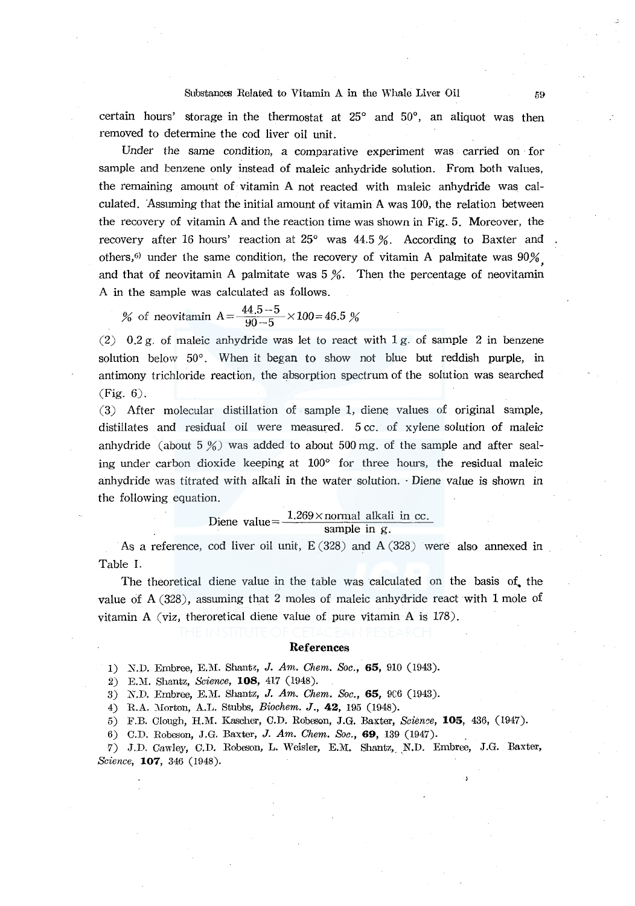certain hours' storage in the thermostat at 25° and 50°, an aliquot was then removed to determine the cod liver oil unit.

Under the same condition, a comparative experiment was carried on for sample and benzene only instead of maleic anhydride solution. From both values, the remaining amount of vitamin A not reacted with maleic anhydride was calculated. Assuming that the initial amount of vitamin A was 100, the relation between the recovery of vitamin A and the reaction time was shown in Fig. 5. Moreover, the recovery after 16 hours' reaction at 25° was 44.5 %. According to Baxter and others,[6] under the same condition, the recovery of vitamin A palmitate was 90% and that of neovitamin A palmitate was 5 %. Then the percentage of neovitamin A in the sample was calculated as follows.

$$\% \text{ of neovitamin A} = \frac{44.5-5}{90-5} \times 100 = 46.5 \%$$

(2) 0.2 g. of maleic anhydride was let to react with 1 g. of sample 2 in benzene solution below 50°. When it began to show not blue but reddish purple, in antimony trichloride reaction, the absorption spectrum of the solution was searched (Fig. 6).

(3) After molecular distillation of sample 1, diene values of original sample, distillates and residual oil were measured. 5 cc. of xylene solution of maleic anhydride (about 5 %) was added to about 500 mg. of the sample and after sealing under carbon dioxide keeping at 100° for three hours, the residual maleic anhydride was titrated with alkali in the water solution. Diene value is shown in the following equation.

$$\text{Diene value} = \frac{1.269 \times \text{normal alkali in cc.}}{\text{sample in g.}}$$

As a reference, cod liver oil unit, E (328) and A (328) were also annexed in Table I.

The theoretical diene value in the table was calculated on the basis of the value of A (328), assuming that 2 moles of maleic anhydride react with 1 mole of vitamin A (viz, theroretical diene value of pure vitamin A is 178).

### References

1) N.D. Embree, E.M. Shantz, *J. Am. Chem. Soc.*, **65**, 910 (1943).
2) E.M. Shantz, *Science*, **108**, 417 (1948).
3) N.D. Embree, E.M. Shantz, *J. Am. Chem. Soc.*, **65**, 906 (1943).
4) R.A. Morton, A.L. Stubbs, *Biochem. J.*, **42**, 195 (1948).
5) F.B. Clough, H.M. Kascher, C.D. Robeson, J.G. Baxter, *Science*, **105**, 436, (1947).
6) C.D. Robeson, J.G. Baxter, *J. Am. Chem. Soc.*, **69**, 139 (1947).
7) J.D. Cawley, C.D. Robeson, L. Weisler, E.M. Shantz, N.D. Embree, J.G. Baxter, *Science*, **107**, 346 (1948).